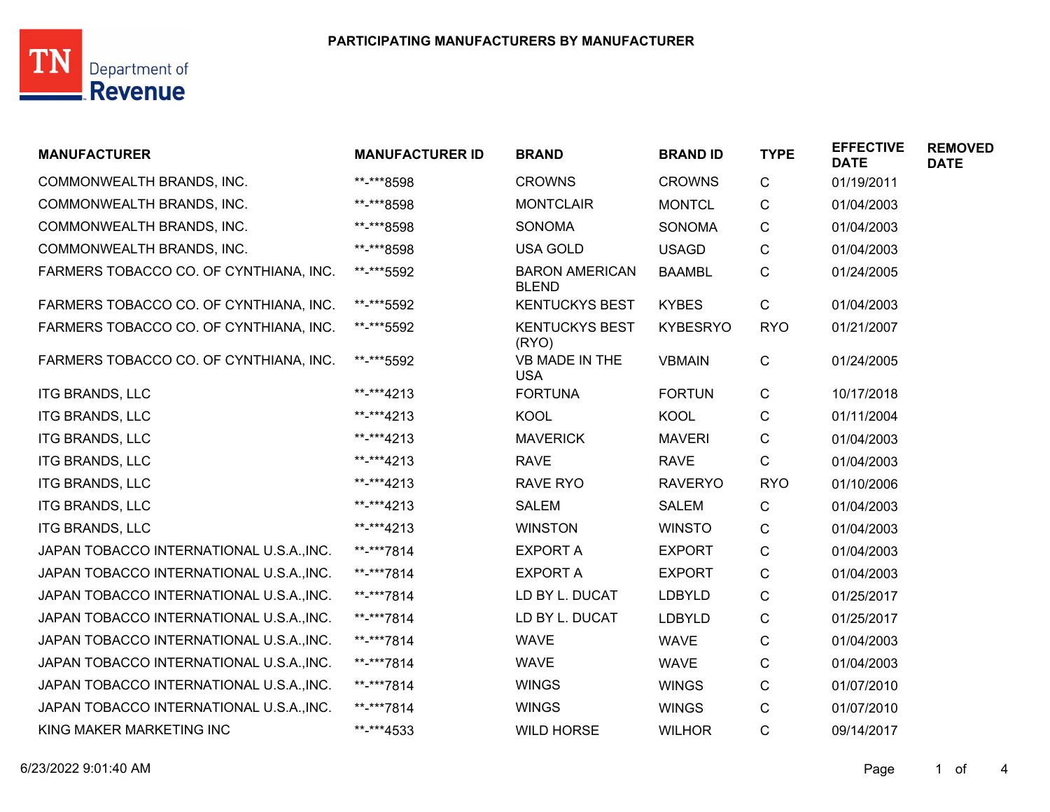# PARTICIPATING MANUFACTURERS BY MANUFACTURER

| MANUFACTURER | MANUFACTURER ID | BRAND | BRAND ID | TYPE | EFFECTIVE DATE | REMOVED DATE |
|---|---|---|---|---|---|---|
| COMMONWEALTH BRANDS, INC. | **-***8598 | CROWNS | CROWNS | C | 01/19/2011 | |
| COMMONWEALTH BRANDS, INC. | **-***8598 | MONTCLAIR | MONTCL | C | 01/04/2003 | |
| COMMONWEALTH BRANDS, INC. | **-***8598 | SONOMA | SONOMA | C | 01/04/2003 | |
| COMMONWEALTH BRANDS, INC. | **-***8598 | USA GOLD | USAGD | C | 01/04/2003 | |
| FARMERS TOBACCO CO. OF CYNTHIANA, INC. | **-***5592 | BARON AMERICAN BLEND | BAAMBL | C | 01/24/2005 | |
| FARMERS TOBACCO CO. OF CYNTHIANA, INC. | **-***5592 | KENTUCKYS BEST | KYBES | C | 01/04/2003 | |
| FARMERS TOBACCO CO. OF CYNTHIANA, INC. | **-***5592 | KENTUCKYS BEST (RYO) | KYBESRYO | RYO | 01/21/2007 | |
| FARMERS TOBACCO CO. OF CYNTHIANA, INC. | **-***5592 | VB MADE IN THE USA | VBMAIN | C | 01/24/2005 | |
| ITG BRANDS, LLC | **-***4213 | FORTUNA | FORTUN | C | 10/17/2018 | |
| ITG BRANDS, LLC | **-***4213 | KOOL | KOOL | C | 01/11/2004 | |
| ITG BRANDS, LLC | **-***4213 | MAVERICK | MAVERI | C | 01/04/2003 | |
| ITG BRANDS, LLC | **-***4213 | RAVE | RAVE | C | 01/04/2003 | |
| ITG BRANDS, LLC | **-***4213 | RAVE RYO | RAVERYO | RYO | 01/10/2006 | |
| ITG BRANDS, LLC | **-***4213 | SALEM | SALEM | C | 01/04/2003 | |
| ITG BRANDS, LLC | **-***4213 | WINSTON | WINSTO | C | 01/04/2003 | |
| JAPAN TOBACCO INTERNATIONAL U.S.A.,INC. | **-***7814 | EXPORT A | EXPORT | C | 01/04/2003 | |
| JAPAN TOBACCO INTERNATIONAL U.S.A.,INC. | **-***7814 | EXPORT A | EXPORT | C | 01/04/2003 | |
| JAPAN TOBACCO INTERNATIONAL U.S.A.,INC. | **-***7814 | LD BY L. DUCAT | LDBYLD | C | 01/25/2017 | |
| JAPAN TOBACCO INTERNATIONAL U.S.A.,INC. | **-***7814 | LD BY L. DUCAT | LDBYLD | C | 01/25/2017 | |
| JAPAN TOBACCO INTERNATIONAL U.S.A.,INC. | **-***7814 | WAVE | WAVE | C | 01/04/2003 | |
| JAPAN TOBACCO INTERNATIONAL U.S.A.,INC. | **-***7814 | WAVE | WAVE | C | 01/04/2003 | |
| JAPAN TOBACCO INTERNATIONAL U.S.A.,INC. | **-***7814 | WINGS | WINGS | C | 01/07/2010 | |
| JAPAN TOBACCO INTERNATIONAL U.S.A.,INC. | **-***7814 | WINGS | WINGS | C | 01/07/2010 | |
| KING MAKER MARKETING INC | **-***4533 | WILD HORSE | WILHOR | C | 09/14/2017 | |

6/23/2022 9:01:40 AM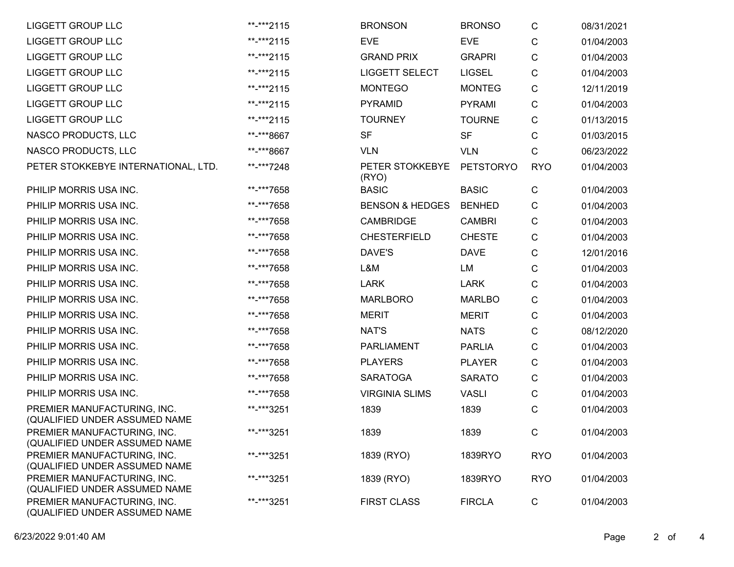| | | | | | |
|---|---|---|---|---|---|
| LIGGETT GROUP LLC | **-***2115 | BRONSON | BRONSO | C | 08/31/2021 |
| LIGGETT GROUP LLC | **-***2115 | EVE | EVE | C | 01/04/2003 |
| LIGGETT GROUP LLC | **-***2115 | GRAND PRIX | GRAPRI | C | 01/04/2003 |
| LIGGETT GROUP LLC | **-***2115 | LIGGETT SELECT | LIGSEL | C | 01/04/2003 |
| LIGGETT GROUP LLC | **-***2115 | MONTEGO | MONTEG | C | 12/11/2019 |
| LIGGETT GROUP LLC | **-***2115 | PYRAMID | PYRAMI | C | 01/04/2003 |
| LIGGETT GROUP LLC | **-***2115 | TOURNEY | TOURNE | C | 01/13/2015 |
| NASCO PRODUCTS, LLC | **-***8667 | SF | SF | C | 01/03/2015 |
| NASCO PRODUCTS, LLC | **-***8667 | VLN | VLN | C | 06/23/2022 |
| PETER STOKKEBYE INTERNATIONAL, LTD. | **-***7248 | PETER STOKKEBYE (RYO) | PETSTORYO | RYO | 01/04/2003 |
| PHILIP MORRIS USA INC. | **-***7658 | BASIC | BASIC | C | 01/04/2003 |
| PHILIP MORRIS USA INC. | **-***7658 | BENSON & HEDGES | BENHED | C | 01/04/2003 |
| PHILIP MORRIS USA INC. | **-***7658 | CAMBRIDGE | CAMBRI | C | 01/04/2003 |
| PHILIP MORRIS USA INC. | **-***7658 | CHESTERFIELD | CHESTE | C | 01/04/2003 |
| PHILIP MORRIS USA INC. | **-***7658 | DAVE'S | DAVE | C | 12/01/2016 |
| PHILIP MORRIS USA INC. | **-***7658 | L&M | LM | C | 01/04/2003 |
| PHILIP MORRIS USA INC. | **-***7658 | LARK | LARK | C | 01/04/2003 |
| PHILIP MORRIS USA INC. | **-***7658 | MARLBORO | MARLBO | C | 01/04/2003 |
| PHILIP MORRIS USA INC. | **-***7658 | MERIT | MERIT | C | 01/04/2003 |
| PHILIP MORRIS USA INC. | **-***7658 | NAT'S | NATS | C | 08/12/2020 |
| PHILIP MORRIS USA INC. | **-***7658 | PARLIAMENT | PARLIA | C | 01/04/2003 |
| PHILIP MORRIS USA INC. | **-***7658 | PLAYERS | PLAYER | C | 01/04/2003 |
| PHILIP MORRIS USA INC. | **-***7658 | SARATOGA | SARATO | C | 01/04/2003 |
| PHILIP MORRIS USA INC. | **-***7658 | VIRGINIA SLIMS | VASLI | C | 01/04/2003 |
| PREMIER MANUFACTURING, INC. (QUALIFIED UNDER ASSUMED NAME | **-***3251 | 1839 | 1839 | C | 01/04/2003 |
| PREMIER MANUFACTURING, INC. (QUALIFIED UNDER ASSUMED NAME | **-***3251 | 1839 | 1839 | C | 01/04/2003 |
| PREMIER MANUFACTURING, INC. (QUALIFIED UNDER ASSUMED NAME | **-***3251 | 1839 (RYO) | 1839RYO | RYO | 01/04/2003 |
| PREMIER MANUFACTURING, INC. (QUALIFIED UNDER ASSUMED NAME | **-***3251 | 1839 (RYO) | 1839RYO | RYO | 01/04/2003 |
| PREMIER MANUFACTURING, INC. (QUALIFIED UNDER ASSUMED NAME | **-***3251 | FIRST CLASS | FIRCLA | C | 01/04/2003 |

6/23/2022 9:01:40 AM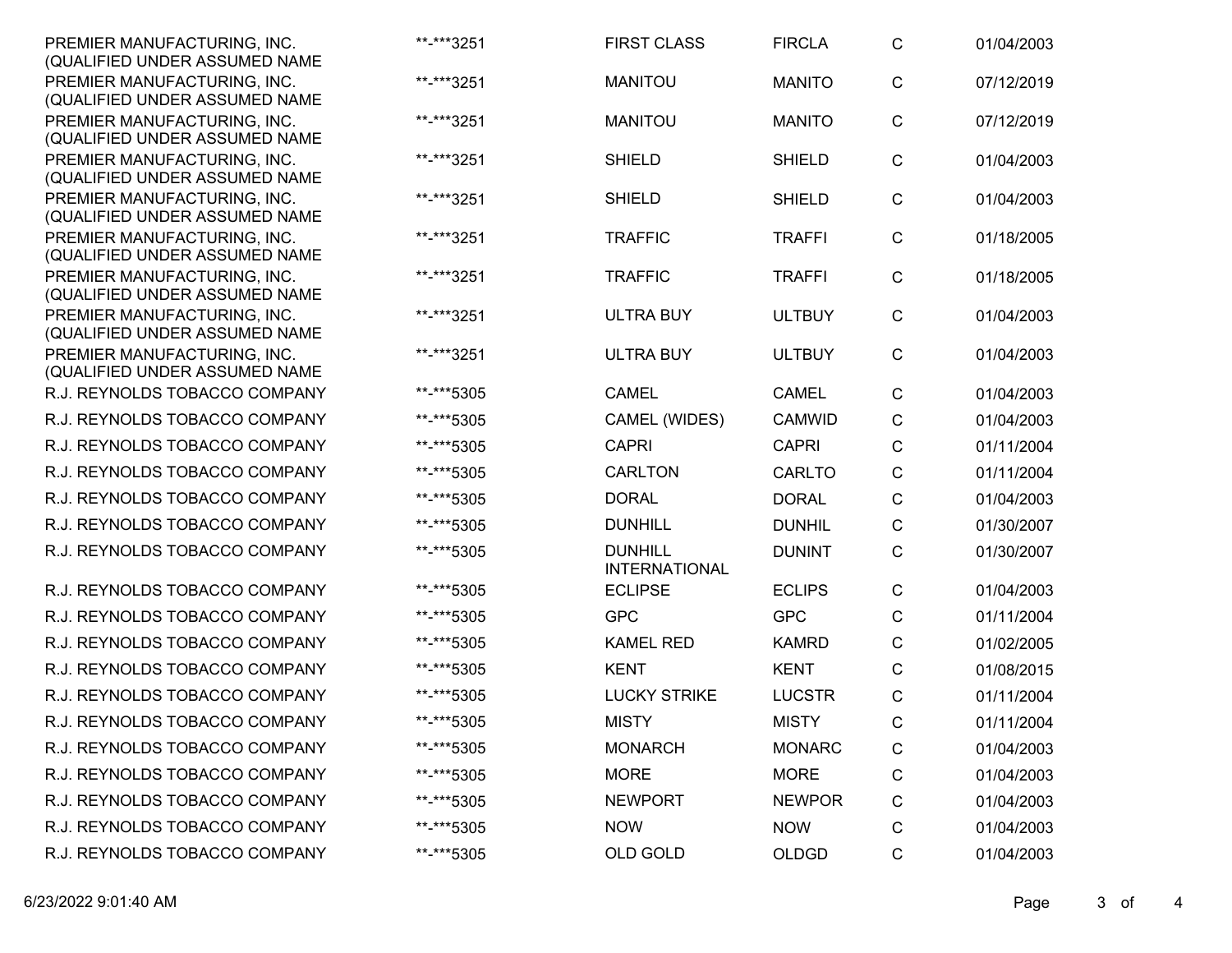| | | | | | |
|---|---|---|---|---|---|
| PREMIER MANUFACTURING, INC. (QUALIFIED UNDER ASSUMED NAME | **-***3251 | FIRST CLASS | FIRCLA | C | 01/04/2003 |
| PREMIER MANUFACTURING, INC. (QUALIFIED UNDER ASSUMED NAME | **-***3251 | MANITOU | MANITO | C | 07/12/2019 |
| PREMIER MANUFACTURING, INC. (QUALIFIED UNDER ASSUMED NAME | **-***3251 | MANITOU | MANITO | C | 07/12/2019 |
| PREMIER MANUFACTURING, INC. (QUALIFIED UNDER ASSUMED NAME | **-***3251 | SHIELD | SHIELD | C | 01/04/2003 |
| PREMIER MANUFACTURING, INC. (QUALIFIED UNDER ASSUMED NAME | **-***3251 | SHIELD | SHIELD | C | 01/04/2003 |
| PREMIER MANUFACTURING, INC. (QUALIFIED UNDER ASSUMED NAME | **-***3251 | TRAFFIC | TRAFFI | C | 01/18/2005 |
| PREMIER MANUFACTURING, INC. (QUALIFIED UNDER ASSUMED NAME | **-***3251 | TRAFFIC | TRAFFI | C | 01/18/2005 |
| PREMIER MANUFACTURING, INC. (QUALIFIED UNDER ASSUMED NAME | **-***3251 | ULTRA BUY | ULTBUY | C | 01/04/2003 |
| PREMIER MANUFACTURING, INC. (QUALIFIED UNDER ASSUMED NAME | **-***3251 | ULTRA BUY | ULTBUY | C | 01/04/2003 |
| R.J. REYNOLDS TOBACCO COMPANY | **-***5305 | CAMEL | CAMEL | C | 01/04/2003 |
| R.J. REYNOLDS TOBACCO COMPANY | **-***5305 | CAMEL (WIDES) | CAMWID | C | 01/04/2003 |
| R.J. REYNOLDS TOBACCO COMPANY | **-***5305 | CAPRI | CAPRI | C | 01/11/2004 |
| R.J. REYNOLDS TOBACCO COMPANY | **-***5305 | CARLTON | CARLTO | C | 01/11/2004 |
| R.J. REYNOLDS TOBACCO COMPANY | **-***5305 | DORAL | DORAL | C | 01/04/2003 |
| R.J. REYNOLDS TOBACCO COMPANY | **-***5305 | DUNHILL | DUNHIL | C | 01/30/2007 |
| R.J. REYNOLDS TOBACCO COMPANY | **-***5305 | DUNHILL INTERNATIONAL | DUNINT | C | 01/30/2007 |
| R.J. REYNOLDS TOBACCO COMPANY | **-***5305 | ECLIPSE | ECLIPS | C | 01/04/2003 |
| R.J. REYNOLDS TOBACCO COMPANY | **-***5305 | GPC | GPC | C | 01/11/2004 |
| R.J. REYNOLDS TOBACCO COMPANY | **-***5305 | KAMEL RED | KAMRD | C | 01/02/2005 |
| R.J. REYNOLDS TOBACCO COMPANY | **-***5305 | KENT | KENT | C | 01/08/2015 |
| R.J. REYNOLDS TOBACCO COMPANY | **-***5305 | LUCKY STRIKE | LUCSTR | C | 01/11/2004 |
| R.J. REYNOLDS TOBACCO COMPANY | **-***5305 | MISTY | MISTY | C | 01/11/2004 |
| R.J. REYNOLDS TOBACCO COMPANY | **-***5305 | MONARCH | MONARC | C | 01/04/2003 |
| R.J. REYNOLDS TOBACCO COMPANY | **-***5305 | MORE | MORE | C | 01/04/2003 |
| R.J. REYNOLDS TOBACCO COMPANY | **-***5305 | NEWPORT | NEWPOR | C | 01/04/2003 |
| R.J. REYNOLDS TOBACCO COMPANY | **-***5305 | NOW | NOW | C | 01/04/2003 |
| R.J. REYNOLDS TOBACCO COMPANY | **-***5305 | OLD GOLD | OLDGD | C | 01/04/2003 |

6/23/2022 9:01:40 AM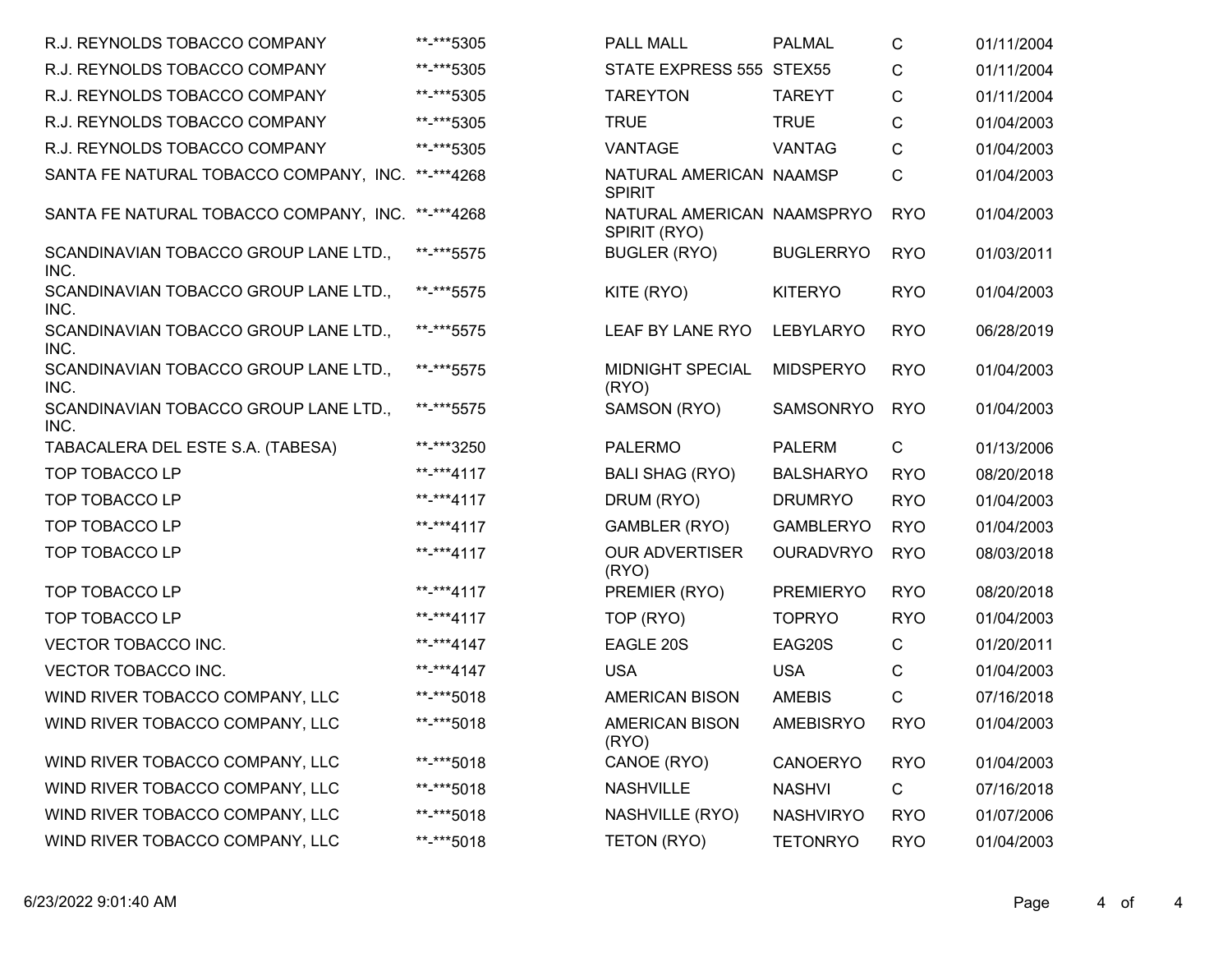| | | | | | |
|---|---|---|---|---|---|
| R.J. REYNOLDS TOBACCO COMPANY | **-***5305 | PALL MALL | PALMAL | C | 01/11/2004 |
| R.J. REYNOLDS TOBACCO COMPANY | **-***5305 | STATE EXPRESS 555 | STEX55 | C | 01/11/2004 |
| R.J. REYNOLDS TOBACCO COMPANY | **-***5305 | TAREYTON | TAREYT | C | 01/11/2004 |
| R.J. REYNOLDS TOBACCO COMPANY | **-***5305 | TRUE | TRUE | C | 01/04/2003 |
| R.J. REYNOLDS TOBACCO COMPANY | **-***5305 | VANTAGE | VANTAG | C | 01/04/2003 |
| SANTA FE NATURAL TOBACCO COMPANY, INC. | **-***4268 | NATURAL AMERICAN SPIRIT | NAAMSP | C | 01/04/2003 |
| SANTA FE NATURAL TOBACCO COMPANY, INC. | **-***4268 | NATURAL AMERICAN SPIRIT (RYO) | NAAMSPRYO | RYO | 01/04/2003 |
| SCANDINAVIAN TOBACCO GROUP LANE LTD., INC. | **-***5575 | BUGLER (RYO) | BUGLERRYO | RYO | 01/03/2011 |
| SCANDINAVIAN TOBACCO GROUP LANE LTD., INC. | **-***5575 | KITE (RYO) | KITERYO | RYO | 01/04/2003 |
| SCANDINAVIAN TOBACCO GROUP LANE LTD., INC. | **-***5575 | LEAF BY LANE RYO | LEBYLARYO | RYO | 06/28/2019 |
| SCANDINAVIAN TOBACCO GROUP LANE LTD., INC. | **-***5575 | MIDNIGHT SPECIAL (RYO) | MIDSPERYO | RYO | 01/04/2003 |
| SCANDINAVIAN TOBACCO GROUP LANE LTD., INC. | **-***5575 | SAMSON (RYO) | SAMSONRYO | RYO | 01/04/2003 |
| TABACALERA DEL ESTE S.A. (TABESA) | **-***3250 | PALERMO | PALERM | C | 01/13/2006 |
| TOP TOBACCO LP | **-***4117 | BALI SHAG (RYO) | BALSHARYO | RYO | 08/20/2018 |
| TOP TOBACCO LP | **-***4117 | DRUM (RYO) | DRUMRYO | RYO | 01/04/2003 |
| TOP TOBACCO LP | **-***4117 | GAMBLER (RYO) | GAMBLERYO | RYO | 01/04/2003 |
| TOP TOBACCO LP | **-***4117 | OUR ADVERTISER (RYO) | OURADVRYO | RYO | 08/03/2018 |
| TOP TOBACCO LP | **-***4117 | PREMIER (RYO) | PREMIERYO | RYO | 08/20/2018 |
| TOP TOBACCO LP | **-***4117 | TOP (RYO) | TOPRYO | RYO | 01/04/2003 |
| VECTOR TOBACCO INC. | **-***4147 | EAGLE 20S | EAG20S | C | 01/20/2011 |
| VECTOR TOBACCO INC. | **-***4147 | USA | USA | C | 01/04/2003 |
| WIND RIVER TOBACCO COMPANY, LLC | **-***5018 | AMERICAN BISON | AMEBIS | C | 07/16/2018 |
| WIND RIVER TOBACCO COMPANY, LLC | **-***5018 | AMERICAN BISON (RYO) | AMEBISRYO | RYO | 01/04/2003 |
| WIND RIVER TOBACCO COMPANY, LLC | **-***5018 | CANOE (RYO) | CANOERYO | RYO | 01/04/2003 |
| WIND RIVER TOBACCO COMPANY, LLC | **-***5018 | NASHVILLE | NASHVI | C | 07/16/2018 |
| WIND RIVER TOBACCO COMPANY, LLC | **-***5018 | NASHVILLE (RYO) | NASHVIRYO | RYO | 01/07/2006 |
| WIND RIVER TOBACCO COMPANY, LLC | **-***5018 | TETON (RYO) | TETONRYO | RYO | 01/04/2003 |

6/23/2022 9:01:40 AM